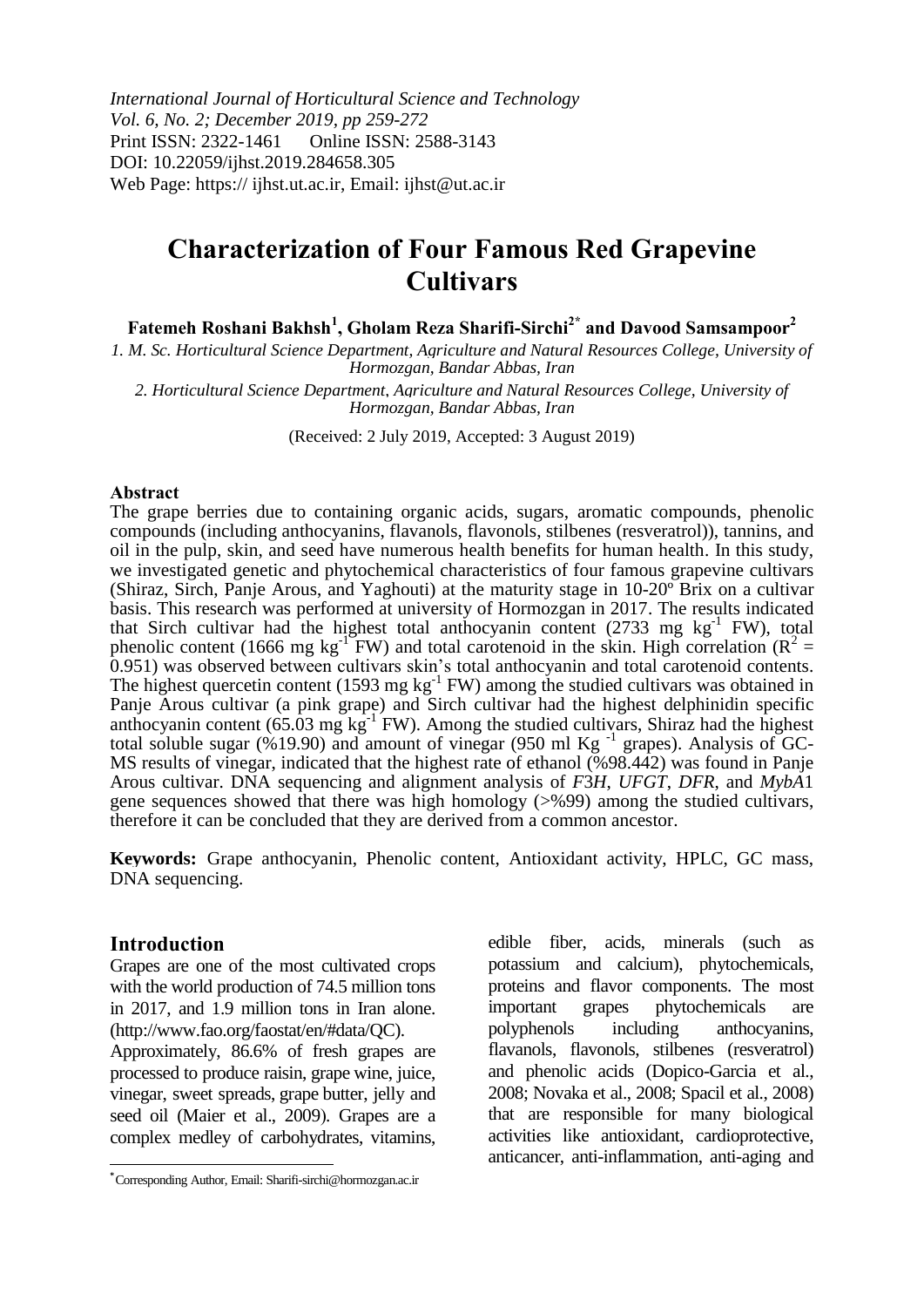*International Journal of Horticultural Science and Technology*
*Vol. 6, No. 2; December 2019, pp 259-272*
Print ISSN: 2322-1461 Online ISSN: 2588-3143
DOI: 10.22059/ijhst.2019.284658.305
Web Page: https:// ijhst.ut.ac.ir, Email: ijhst@ut.ac.ir

# Characterization of Four Famous Red Grapevine Cultivars

**Fatemeh Roshani Bakhsh[1], Gholam Reza Sharifi-Sirchi[2*] and Davood Samsampoor[2]**

*1. M. Sc. Horticultural Science Department, Agriculture and Natural Resources College, University of Hormozgan, Bandar Abbas, Iran*

*2. Horticultural Science Department, Agriculture and Natural Resources College, University of Hormozgan, Bandar Abbas, Iran*

(Received: 2 July 2019, Accepted: 3 August 2019)

### Abstract

The grape berries due to containing organic acids, sugars, aromatic compounds, phenolic compounds (including anthocyanins, flavanols, flavonols, stilbenes (resveratrol)), tannins, and oil in the pulp, skin, and seed have numerous health benefits for human health. In this study, we investigated genetic and phytochemical characteristics of four famous grapevine cultivars (Shiraz, Sirch, Panje Arous, and Yaghouti) at the maturity stage in 10-20º Brix on a cultivar basis. This research was performed at university of Hormozgan in 2017. The results indicated that Sirch cultivar had the highest total anthocyanin content (2733 mg $kg^{-1}$ FW), total phenolic content (1666 mg $kg^{-1}$ FW) and total carotenoid in the skin. High correlation ($R^2$ = 0.951) was observed between cultivars skin's total anthocyanin and total carotenoid contents. The highest quercetin content (1593 mg $kg^{-1}$ FW) among the studied cultivars was obtained in Panje Arous cultivar (a pink grape) and Sirch cultivar had the highest delphinidin specific anthocyanin content (65.03 mg $kg^{-1}$ FW). Among the studied cultivars, Shiraz had the highest total soluble sugar (%19.90) and amount of vinegar (950 ml Kg $^{-1}$ grapes). Analysis of GC-MS results of vinegar, indicated that the highest rate of ethanol (%98.442) was found in Panje Arous cultivar. DNA sequencing and alignment analysis of *F3H*, *UFGT*, *DFR*, and *MybA1* gene sequences showed that there was high homology (>%99) among the studied cultivars, therefore it can be concluded that they are derived from a common ancestor.

**Keywords:** Grape anthocyanin, Phenolic content, Antioxidant activity, HPLC, GC mass, DNA sequencing.

## Introduction

Grapes are one of the most cultivated crops with the world production of 74.5 million tons in 2017, and 1.9 million tons in Iran alone. (http://www.fao.org/faostat/en/#data/QC).
Approximately, 86.6% of fresh grapes are processed to produce raisin, grape wine, juice, vinegar, sweet spreads, grape butter, jelly and seed oil (Maier et al., 2009). Grapes are a complex medley of carbohydrates, vitamins, edible fiber, acids, minerals (such as potassium and calcium), phytochemicals, proteins and flavor components. The most important grapes phytochemicals are polyphenols including anthocyanins, flavanols, flavonols, stilbenes (resveratrol) and phenolic acids (Dopico-Garcia et al., 2008; Novaka et al., 2008; Spacil et al., 2008) that are responsible for many biological activities like antioxidant, cardioprotective, anticancer, anti-inflammation, anti-aging and

*Corresponding Author, Email: Sharifi-sirchi@hormozgan.ac.ir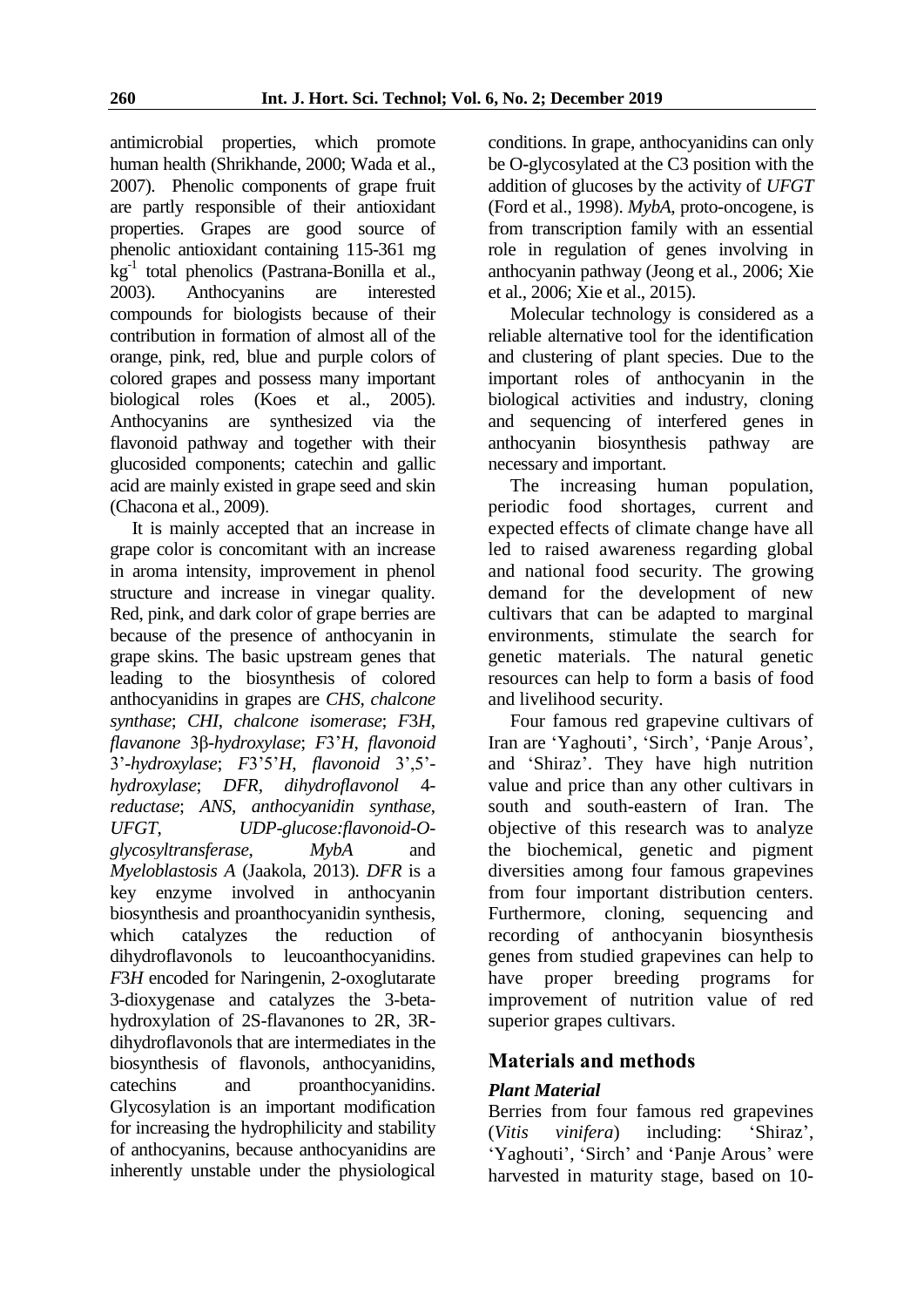antimicrobial properties, which promote human health (Shrikhande, 2000; Wada et al., 2007). Phenolic components of grape fruit are partly responsible of their antioxidant properties. Grapes are good source of phenolic antioxidant containing 115-361 mg $kg^{-1}$ total phenolics (Pastrana-Bonilla et al., 2003). Anthocyanins are interested compounds for biologists because of their contribution in formation of almost all of the orange, pink, red, blue and purple colors of colored grapes and possess many important biological roles (Koes et al., 2005). Anthocyanins are synthesized via the flavonoid pathway and together with their glucosided components; catechin and gallic acid are mainly existed in grape seed and skin (Chacona et al., 2009).

It is mainly accepted that an increase in grape color is concomitant with an increase in aroma intensity, improvement in phenol structure and increase in vinegar quality. Red, pink, and dark color of grape berries are because of the presence of anthocyanin in grape skins. The basic upstream genes that leading to the biosynthesis of colored anthocyanidins in grapes are *CHS*, *chalcone synthase*; *CHI*, *chalcone isomerase*; *F3H*, *flavanone 3β-hydroxylase*; *F3'H*, *flavonoid 3'-hydroxylase*; *F3'5'H*, *flavonoid 3',5'-hydroxylase*; *DFR*, *dihydroflavonol 4-reductase*; *ANS*, *anthocyanidin synthase*, *UFGT*, *UDP-glucose:flavonoid-O-glycosyltransferase*, *MybA* and *Myeloblastosis A* (Jaakola, 2013). *DFR* is a key enzyme involved in anthocyanin biosynthesis and proanthocyanidin synthesis, which catalyzes the reduction of dihydroflavonols to leucoanthocyanidins. *F3H* encoded for Naringenin, 2-oxoglutarate 3-dioxygenase and catalyzes the 3-beta-hydroxylation of 2S-flavanones to 2R, 3R-dihydroflavonols that are intermediates in the biosynthesis of flavonols, anthocyanidins, catechins and proanthocyanidins. Glycosylation is an important modification for increasing the hydrophilicity and stability of anthocyanins, because anthocyanidins are inherently unstable under the physiological conditions. In grape, anthocyanidins can only be O-glycosylated at the C3 position with the addition of glucoses by the activity of *UFGT* (Ford et al., 1998). *MybA*, proto-oncogene, is from transcription family with an essential role in regulation of genes involving in anthocyanin pathway (Jeong et al., 2006; Xie et al., 2006; Xie et al., 2015).

Molecular technology is considered as a reliable alternative tool for the identification and clustering of plant species. Due to the important roles of anthocyanin in the biological activities and industry, cloning and sequencing of interfered genes in anthocyanin biosynthesis pathway are necessary and important.

The increasing human population, periodic food shortages, current and expected effects of climate change have all led to raised awareness regarding global and national food security. The growing demand for the development of new cultivars that can be adapted to marginal environments, stimulate the search for genetic materials. The natural genetic resources can help to form a basis of food and livelihood security.

Four famous red grapevine cultivars of Iran are 'Yaghouti', 'Sirch', 'Panje Arous', and 'Shiraz'. They have high nutrition value and price than any other cultivars in south and south-eastern of Iran. The objective of this research was to analyze the biochemical, genetic and pigment diversities among four famous grapevines from four important distribution centers. Furthermore, cloning, sequencing and recording of anthocyanin biosynthesis genes from studied grapevines can help to have proper breeding programs for improvement of nutrition value of red superior grapes cultivars.

## Materials and methods

### *Plant Material*

Berries from four famous red grapevines (*Vitis vinifera*) including: 'Shiraz', 'Yaghouti', 'Sirch' and 'Panje Arous' were harvested in maturity stage, based on 10-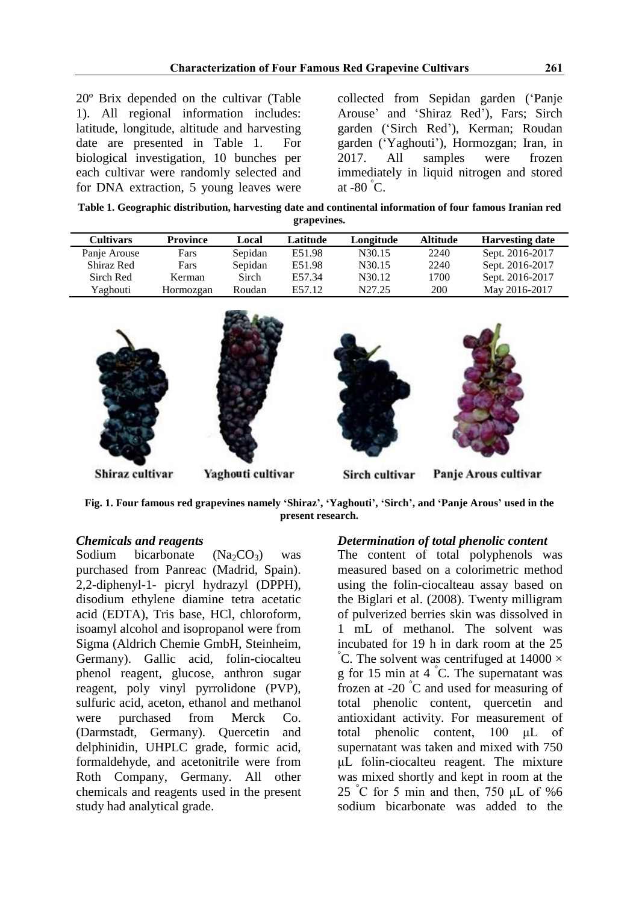20º Brix depended on the cultivar (Table 1). All regional information includes: latitude, longitude, altitude and harvesting date are presented in Table 1. For biological investigation, 10 bunches per each cultivar were randomly selected and for DNA extraction, 5 young leaves were collected from Sepidan garden ('Panje Arouse' and 'Shiraz Red'), Fars; Sirch garden ('Sirch Red'), Kerman; Roudan garden ('Yaghouti'), Hormozgan; Iran, in 2017. All samples were frozen immediately in liquid nitrogen and stored at -80 ˚C.

**Table 1. Geographic distribution, harvesting date and continental information of four famous Iranian red grapevines.**

| Cultivars | Province | Local | Latitude | Longitude | Altitude | Harvesting date |
|---|---|---|---|---|---|---|
| Panje Arouse | Fars | Sepidan | E51.98 | N30.15 | 2240 | Sept. 2016-2017 |
| Shiraz Red | Fars | Sepidan | E51.98 | N30.15 | 2240 | Sept. 2016-2017 |
| Sirch Red | Kerman | Sirch | E57.34 | N30.12 | 1700 | Sept. 2016-2017 |
| Yaghouti | Hormozgan | Roudan | E57.12 | N27.25 | 200 | May 2016-2017 |

Shiraz cultivar Yaghouti cultivar Sirch cultivar Panje Arous cultivar

**Fig. 1. Four famous red grapevines namely 'Shiraz', 'Yaghouti', 'Sirch', and 'Panje Arous' used in the present research.**

### *Chemicals and reagents*

Sodium bicarbonate ($Na_2CO_3$) was purchased from Panreac (Madrid, Spain). 2,2-diphenyl-1- picryl hydrazyl (DPPH), disodium ethylene diamine tetra acetatic acid (EDTA), Tris base, HCl, chloroform, isoamyl alcohol and isopropanol were from Sigma (Aldrich Chemie GmbH, Steinheim, Germany). Gallic acid, folin-ciocalteu phenol reagent, glucose, anthron sugar reagent, poly vinyl pyrrolidone (PVP), sulfuric acid, aceton, ethanol and methanol were purchased from Merck Co. (Darmstadt, Germany). Quercetin and delphinidin, UHPLC grade, formic acid, formaldehyde, and acetonitrile were from Roth Company, Germany. All other chemicals and reagents used in the present study had analytical grade.

### *Determination of total phenolic content*

The content of total polyphenols was measured based on a colorimetric method using the folin-ciocalteau assay based on the Biglari et al. (2008). Twenty milligram of pulverized berries skin was dissolved in 1 mL of methanol. The solvent was incubated for 19 h in dark room at the 25 ˚C. The solvent was centrifuged at 14000 × g for 15 min at 4 ˚C. The supernatant was frozen at -20 ˚C and used for measuring of total phenolic content, quercetin and antioxidant activity. For measurement of total phenolic content, 100 µL of supernatant was taken and mixed with 750 µL folin-ciocalteu reagent. The mixture was mixed shortly and kept in room at the 25 ˚C for 5 min and then, 750 µL of %6 sodium bicarbonate was added to the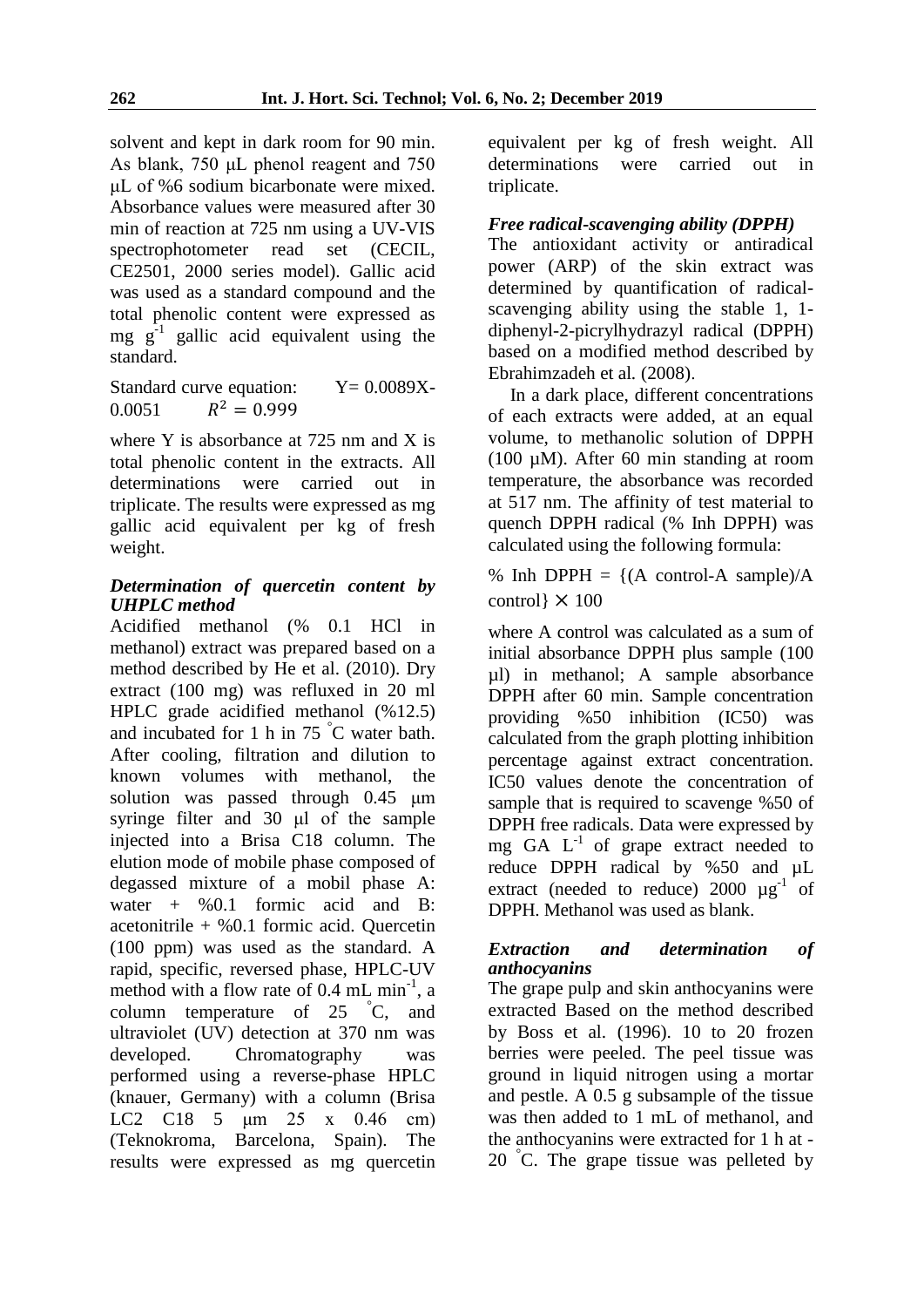solvent and kept in dark room for 90 min. As blank, 750 μL phenol reagent and 750 μL of %6 sodium bicarbonate were mixed. Absorbance values were measured after 30 min of reaction at 725 nm using a UV-VIS spectrophotometer read set (CECIL, CE2501, 2000 series model). Gallic acid was used as a standard compound and the total phenolic content were expressed as mg $g^{-1}$ gallic acid equivalent using the standard.

Standard curve equation: $Y= 0.0089X-0.0051$ $R^2 = 0.999$

where Y is absorbance at 725 nm and X is total phenolic content in the extracts. All determinations were carried out in triplicate. The results were expressed as mg gallic acid equivalent per kg of fresh weight.

### *Determination of quercetin content by UHPLC method*

Acidified methanol (% 0.1 HCl in methanol) extract was prepared based on a method described by He et al. (2010). Dry extract (100 mg) was refluxed in 20 ml HPLC grade acidified methanol (%12.5) and incubated for 1 h in 75 °C water bath. After cooling, filtration and dilution to known volumes with methanol, the solution was passed through 0.45 μm syringe filter and 30 μl of the sample injected into a Brisa C18 column. The elution mode of mobile phase composed of degassed mixture of a mobil phase A: water + %0.1 formic acid and B: acetonitrile + %0.1 formic acid. Quercetin (100 ppm) was used as the standard. A rapid, specific, reversed phase, HPLC-UV method with a flow rate of 0.4 mL $min^{-1}$, a column temperature of 25 °C, and ultraviolet (UV) detection at 370 nm was developed. Chromatography was performed using a reverse-phase HPLC (knauer, Germany) with a column (Brisa LC2 C18 5 μm 25 x 0.46 cm) (Teknokroma, Barcelona, Spain). The results were expressed as mg quercetin equivalent per kg of fresh weight. All determinations were carried out in triplicate.

### *Free radical-scavenging ability (DPPH)*

The antioxidant activity or antiradical power (ARP) of the skin extract was determined by quantification of radical-scavenging ability using the stable 1, 1-diphenyl-2-picrylhydrazyl radical (DPPH) based on a modified method described by Ebrahimzadeh et al. (2008).

In a dark place, different concentrations of each extracts were added, at an equal volume, to methanolic solution of DPPH (100 μM). After 60 min standing at room temperature, the absorbance was recorded at 517 nm. The affinity of test material to quench DPPH radical (% Inh DPPH) was calculated using the following formula:

$$\% \text{ Inh DPPH} = \{(\text{A control} - \text{A sample})/\text{A control}\} \times 100$$

where A control was calculated as a sum of initial absorbance DPPH plus sample (100 μl) in methanol; A sample absorbance DPPH after 60 min. Sample concentration providing %50 inhibition (IC50) was calculated from the graph plotting inhibition percentage against extract concentration. IC50 values denote the concentration of sample that is required to scavenge %50 of DPPH free radicals. Data were expressed by mg GA $L^{-1}$ of grape extract needed to reduce DPPH radical by %50 and μL extract (needed to reduce) 2000 $\mu g^{-1}$ of DPPH. Methanol was used as blank.

### *Extraction and determination of anthocyanins*

The grape pulp and skin anthocyanins were extracted Based on the method described by Boss et al. (1996). 10 to 20 frozen berries were peeled. The peel tissue was ground in liquid nitrogen using a mortar and pestle. A 0.5 g subsample of the tissue was then added to 1 mL of methanol, and the anthocyanins were extracted for 1 h at -20 °C. The grape tissue was pelleted by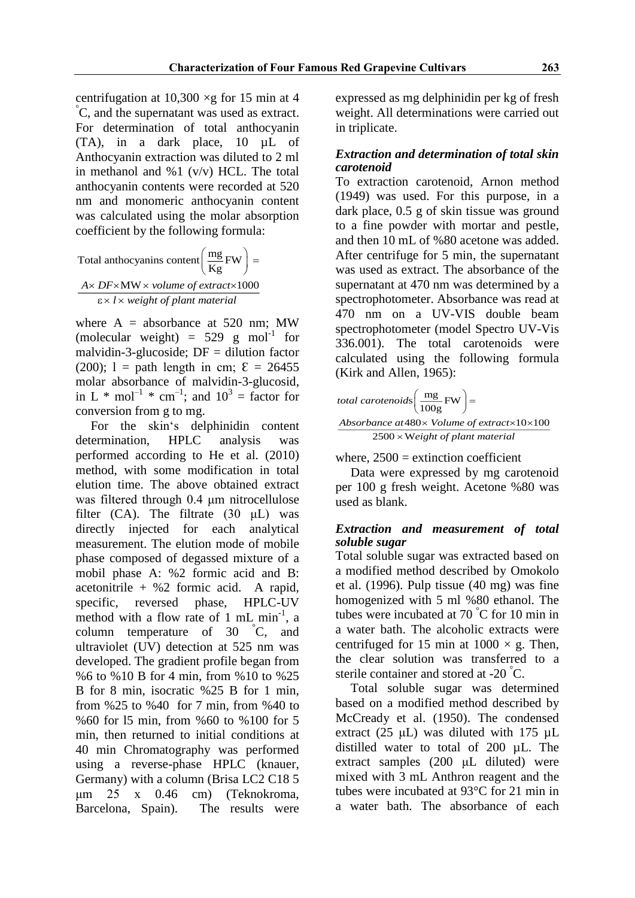centrifugation at 10,300 ×g for 15 min at 4 °C, and the supernatant was used as extract. For determination of total anthocyanin (TA), in a dark place, 10 µL of Anthocyanin extraction was diluted to 2 ml in methanol and %1 (v/v) HCL. The total anthocyanin contents were recorded at 520 nm and monomeric anthocyanin content was calculated using the molar absorption coefficient by the following formula:

$$\text{Total anthocyanins content}\left(\frac{\text{mg}}{\text{Kg}}\text{FW}\right) = \frac{A \times DF \times \text{MW} \times \textit{volume of extract} \times 1000}{\varepsilon \times l \times \textit{weight of plant material}}$$

where A = absorbance at 520 nm; MW (molecular weight) = 529 g mol$^{-1}$ for malvidin-3-glucoside; DF = dilution factor (200); l = path length in cm; Ɛ = 26455 molar absorbance of malvidin-3-glucosid, in L * mol$^{-1}$ * cm$^{-1}$; and $10^3$ = factor for conversion from g to mg.

For the skin's delphinidin content determination, HPLC analysis was performed according to He et al. (2010) method, with some modification in total elution time. The above obtained extract was filtered through 0.4 µm nitrocellulose filter (CA). The filtrate (30 µL) was directly injected for each analytical measurement. The elution mode of mobile phase composed of degassed mixture of a mobil phase A: %2 formic acid and B: acetonitrile + %2 formic acid. A rapid, specific, reversed phase, HPLC-UV method with a flow rate of 1 mL min$^{-1}$, a column temperature of 30 °C, and ultraviolet (UV) detection at 525 nm was developed. The gradient profile began from %6 to %10 B for 4 min, from %10 to %25 B for 8 min, isocratic %25 B for 1 min, from %25 to %40 for 7 min, from %40 to %60 for l5 min, from %60 to %100 for 5 min, then returned to initial conditions at 40 min Chromatography was performed using a reverse-phase HPLC (knauer, Germany) with a column (Brisa LC2 C18 5 µm 25 x 0.46 cm) (Teknokroma, Barcelona, Spain). The results were expressed as mg delphinidin per kg of fresh weight. All determinations were carried out in triplicate.

### *Extraction and determination of total skin carotenoid*

To extraction carotenoid, Arnon method (1949) was used. For this purpose, in a dark place, 0.5 g of skin tissue was ground to a fine powder with mortar and pestle, and then 10 mL of %80 acetone was added. After centrifuge for 5 min, the supernatant was used as extract. The absorbance of the supernatant at 470 nm was determined by a spectrophotometer. Absorbance was read at 470 nm on a UV-VIS double beam spectrophotometer (model Spectro UV-Vis 336.001). The total carotenoids were calculated using the following formula (Kirk and Allen, 1965):

$$\textit{total carotenoids}\left(\frac{\text{mg}}{100\text{g}}\text{FW}\right) = \frac{\textit{Absorbance at}\,480 \times \textit{Volume of extract} \times 10 \times 100}{2500 \times \textit{Weight of plant material}}$$

where, 2500 = extinction coefficient

Data were expressed by mg carotenoid per 100 g fresh weight. Acetone %80 was used as blank.

### *Extraction and measurement of total soluble sugar*

Total soluble sugar was extracted based on a modified method described by Omokolo et al. (1996). Pulp tissue (40 mg) was fine homogenized with 5 ml %80 ethanol. The tubes were incubated at 70 °C for 10 min in a water bath. The alcoholic extracts were centrifuged for 15 min at 1000 × g. Then, the clear solution was transferred to a sterile container and stored at -20 °C.

Total soluble sugar was determined based on a modified method described by McCready et al. (1950). The condensed extract (25 µL) was diluted with 175 µL distilled water to total of 200 µL. The extract samples (200 µL diluted) were mixed with 3 mL Anthron reagent and the tubes were incubated at 93°C for 21 min in a water bath. The absorbance of each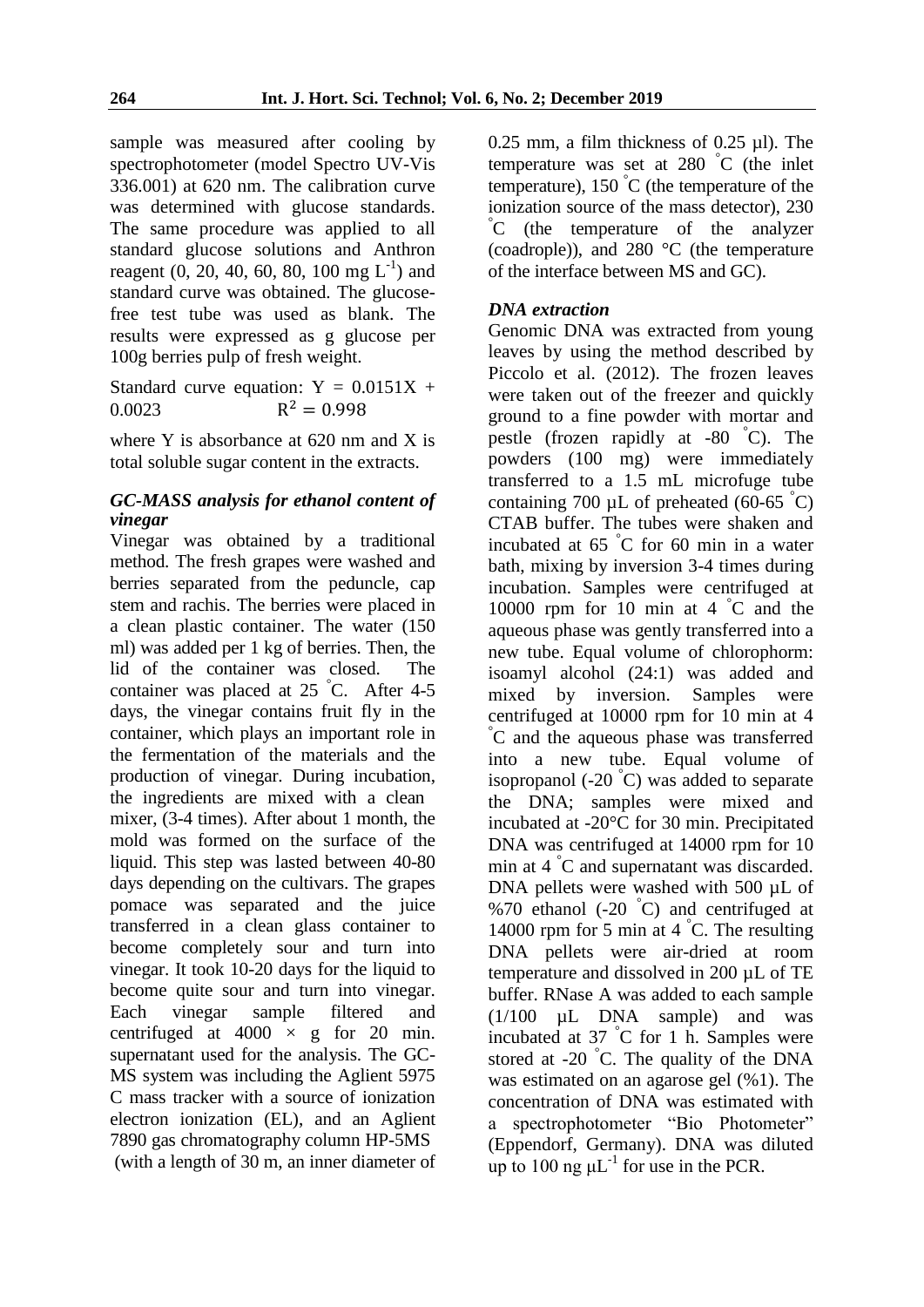sample was measured after cooling by spectrophotometer (model Spectro UV-Vis 336.001) at 620 nm. The calibration curve was determined with glucose standards. The same procedure was applied to all standard glucose solutions and Anthron reagent (0, 20, 40, 60, 80, 100 mg $L^{-1}$) and standard curve was obtained. The glucose-free test tube was used as blank. The results were expressed as g glucose per 100g berries pulp of fresh weight.

Standard curve equation: $Y = 0.0151X + 0.0023$ $\quad R^2 = 0.998$

where Y is absorbance at 620 nm and X is total soluble sugar content in the extracts.

### *GC-MASS analysis for ethanol content of vinegar*

Vinegar was obtained by a traditional method. The fresh grapes were washed and berries separated from the peduncle, cap stem and rachis. The berries were placed in a clean plastic container. The water (150 ml) was added per 1 kg of berries. Then, the lid of the container was closed. The container was placed at 25 °C. After 4-5 days, the vinegar contains fruit fly in the container, which plays an important role in the fermentation of the materials and the production of vinegar. During incubation, the ingredients are mixed with a clean mixer, (3-4 times). After about 1 month, the mold was formed on the surface of the liquid. This step was lasted between 40-80 days depending on the cultivars. The grapes pomace was separated and the juice transferred in a clean glass container to become completely sour and turn into vinegar. It took 10-20 days for the liquid to become quite sour and turn into vinegar. Each vinegar sample filtered and centrifuged at 4000 × g for 20 min. supernatant used for the analysis. The GC-MS system was including the Aglient 5975 C mass tracker with a source of ionization electron ionization (EL), and an Aglient 7890 gas chromatography column HP-5MS (with a length of 30 m, an inner diameter of 0.25 mm, a film thickness of 0.25 µl). The temperature was set at 280 °C (the inlet temperature), 150 °C (the temperature of the ionization source of the mass detector), 230 °C (the temperature of the analyzer (coadrople)), and 280 °C (the temperature of the interface between MS and GC).

### *DNA extraction*

Genomic DNA was extracted from young leaves by using the method described by Piccolo et al. (2012). The frozen leaves were taken out of the freezer and quickly ground to a fine powder with mortar and pestle (frozen rapidly at -80 °C). The powders (100 mg) were immediately transferred to a 1.5 mL microfuge tube containing 700 µL of preheated (60-65 °C) CTAB buffer. The tubes were shaken and incubated at 65 °C for 60 min in a water bath, mixing by inversion 3-4 times during incubation. Samples were centrifuged at 10000 rpm for 10 min at 4 °C and the aqueous phase was gently transferred into a new tube. Equal volume of chlorophorm: isoamyl alcohol (24:1) was added and mixed by inversion. Samples were centrifuged at 10000 rpm for 10 min at 4 °C and the aqueous phase was transferred into a new tube. Equal volume of isopropanol (-20 °C) was added to separate the DNA; samples were mixed and incubated at -20°C for 30 min. Precipitated DNA was centrifuged at 14000 rpm for 10 min at 4 °C and supernatant was discarded. DNA pellets were washed with 500 µL of %70 ethanol (-20 °C) and centrifuged at 14000 rpm for 5 min at 4 °C. The resulting DNA pellets were air-dried at room temperature and dissolved in 200 µL of TE buffer. RNase A was added to each sample (1/100 µL DNA sample) and was incubated at 37 °C for 1 h. Samples were stored at -20 °C. The quality of the DNA was estimated on an agarose gel (%1). The concentration of DNA was estimated with a spectrophotometer "Bio Photometer" (Eppendorf, Germany). DNA was diluted up to 100 ng $\mu L^{-1}$ for use in the PCR.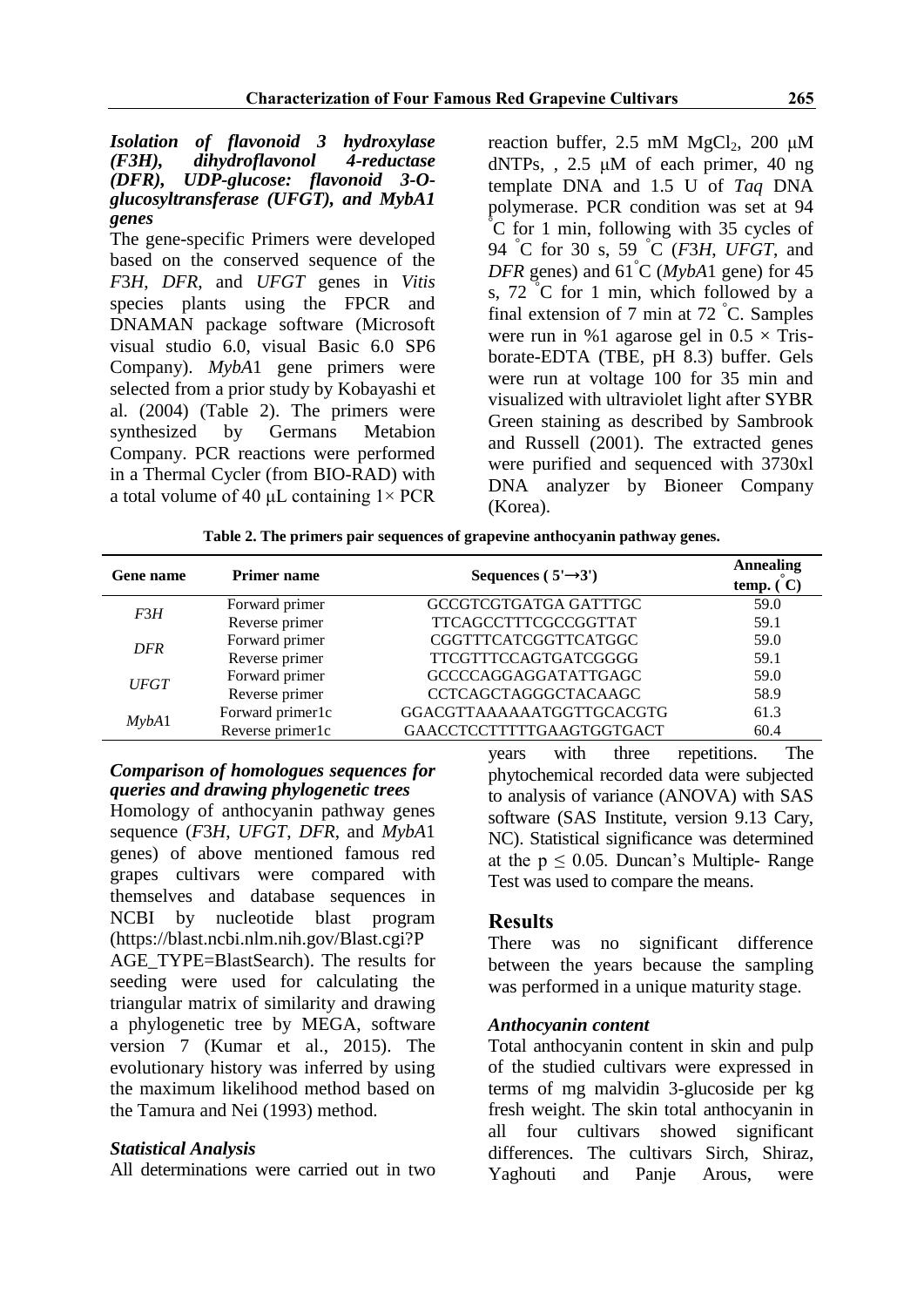### *Isolation of flavonoid 3 hydroxylase (F3H), dihydroflavonol 4-reductase (DFR), UDP-glucose: flavonoid 3-O-glucosyltransferase (UFGT), and MybA1 genes*

The gene-specific Primers were developed based on the conserved sequence of the *F3H*, *DFR*, and *UFGT* genes in *Vitis* species plants using the FPCR and DNAMAN package software (Microsoft visual studio 6.0, visual Basic 6.0 SP6 Company). *MybA1* gene primers were selected from a prior study by Kobayashi et al. (2004) (Table 2). The primers were synthesized by Germans Metabion Company. PCR reactions were performed in a Thermal Cycler (from BIO-RAD) with a total volume of 40 μL containing 1× PCR reaction buffer, 2.5 mM $MgCl_2$, 200 μM dNTPs, , 2.5 μM of each primer, 40 ng template DNA and 1.5 U of *Taq* DNA polymerase. PCR condition was set at 94 °C for 1 min, following with 35 cycles of 94 °C for 30 s, 59 °C (*F3H*, *UFGT*, and *DFR* genes) and 61°C (*MybA1* gene) for 45 s, 72 °C for 1 min, which followed by a final extension of 7 min at 72 °C. Samples were run in %1 agarose gel in 0.5 × Tris-borate-EDTA (TBE, pH 8.3) buffer. Gels were run at voltage 100 for 35 min and visualized with ultraviolet light after SYBR Green staining as described by Sambrook and Russell (2001). The extracted genes were purified and sequenced with 3730xl DNA analyzer by Bioneer Company (Korea).

**Table 2. The primers pair sequences of grapevine anthocyanin pathway genes.**

| Gene name | Primer name | Sequences ( 5'→3') | Annealing temp. (°C) |
|---|---|---|---|
| *F3H* | Forward primer | GCCGTCGTGATGA GATTTGC | 59.0 |
| | Reverse primer | TTCAGCCTTTCGCCGGTTAT | 59.1 |
| *DFR* | Forward primer | CGGTTTCATCGGTTCATGGC | 59.0 |
| | Reverse primer | TTCGTTTCCAGTGATCGGGG | 59.1 |
| *UFGT* | Forward primer | GCCCCAGGAGGATATTGAGC | 59.0 |
| | Reverse primer | CCTCAGCTAGGGCTACAAGC | 58.9 |
| *MybA1* | Forward primer1c | GGACGTTAAAAAATGGTTGCACGTG | 61.3 |
| | Reverse primer1c | GAACCTCCTTTTTGAAGTGGTGACT | 60.4 |

### *Comparison of homologues sequences for queries and drawing phylogenetic trees*

Homology of anthocyanin pathway genes sequence (*F3H*, *UFGT*, *DFR*, and *MybA1* genes) of above mentioned famous red grapes cultivars were compared with themselves and database sequences in NCBI by nucleotide blast program (https://blast.ncbi.nlm.nih.gov/Blast.cgi?PAGE_TYPE=BlastSearch). The results for seeding were used for calculating the triangular matrix of similarity and drawing a phylogenetic tree by MEGA, software version 7 (Kumar et al., 2015). The evolutionary history was inferred by using the maximum likelihood method based on the Tamura and Nei (1993) method.

### *Statistical Analysis*

All determinations were carried out in two years with three repetitions. The phytochemical recorded data were subjected to analysis of variance (ANOVA) with SAS software (SAS Institute, version 9.13 Cary, NC). Statistical significance was determined at the $p \leq 0.05$. Duncan's Multiple- Range Test was used to compare the means.

## Results

There was no significant difference between the years because the sampling was performed in a unique maturity stage.

### *Anthocyanin content*

Total anthocyanin content in skin and pulp of the studied cultivars were expressed in terms of mg malvidin 3-glucoside per kg fresh weight. The skin total anthocyanin in all four cultivars showed significant differences. The cultivars Sirch, Shiraz, Yaghouti and Panje Arous, were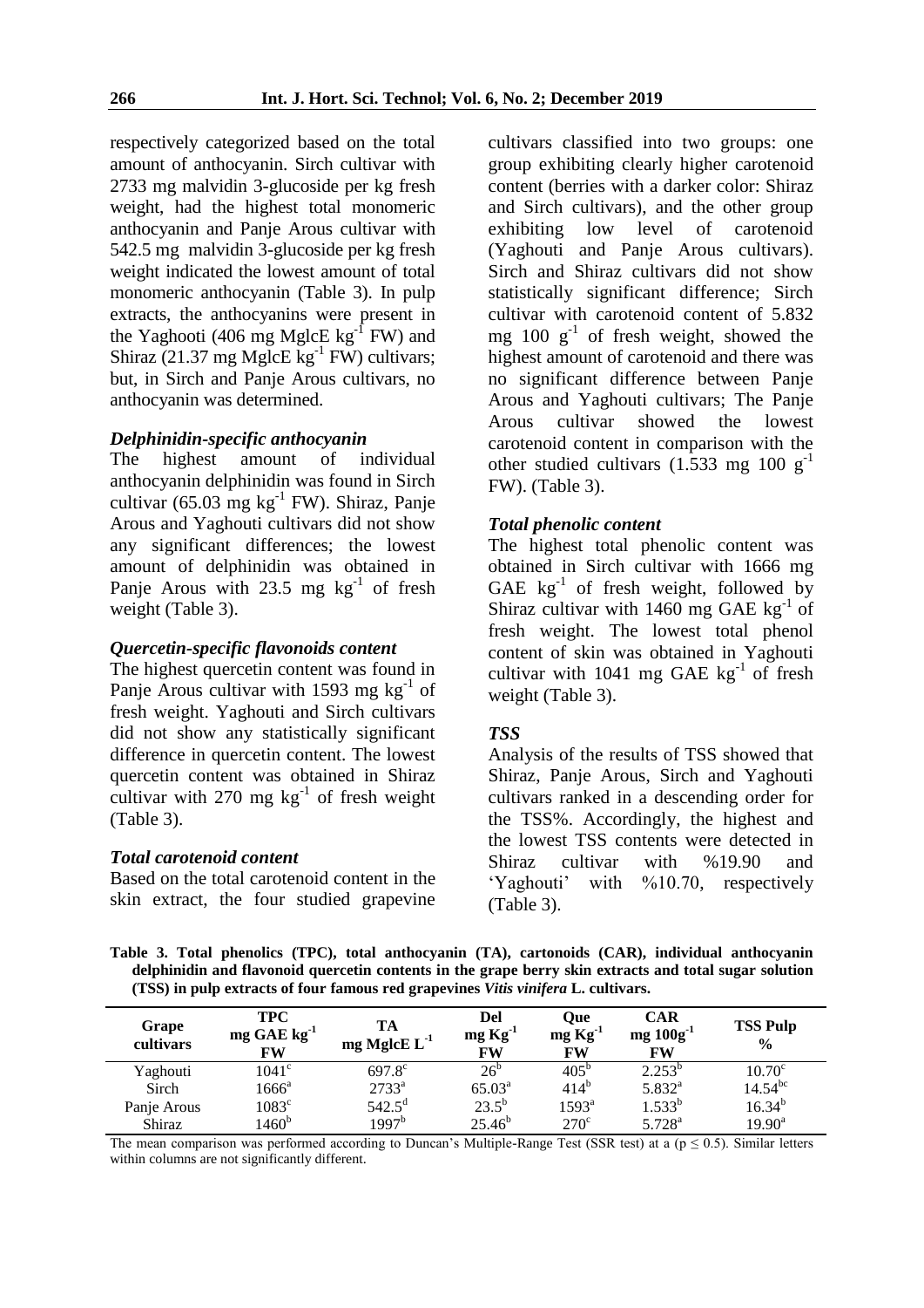respectively categorized based on the total amount of anthocyanin. Sirch cultivar with 2733 mg malvidin 3-glucoside per kg fresh weight, had the highest total monomeric anthocyanin and Panje Arous cultivar with 542.5 mg malvidin 3-glucoside per kg fresh weight indicated the lowest amount of total monomeric anthocyanin (Table 3). In pulp extracts, the anthocyanins were present in the Yaghooti (406 mg MglcE $kg^{-1}$ FW) and Shiraz (21.37 mg MglcE $kg^{-1}$ FW) cultivars; but, in Sirch and Panje Arous cultivars, no anthocyanin was determined.

### *Delphinidin-specific anthocyanin*

The highest amount of individual anthocyanin delphinidin was found in Sirch cultivar (65.03 mg $kg^{-1}$ FW). Shiraz, Panje Arous and Yaghouti cultivars did not show any significant differences; the lowest amount of delphinidin was obtained in Panje Arous with 23.5 mg $kg^{-1}$ of fresh weight (Table 3).

### *Quercetin-specific flavonoids content*

The highest quercetin content was found in Panje Arous cultivar with 1593 mg $kg^{-1}$ of fresh weight. Yaghouti and Sirch cultivars did not show any statistically significant difference in quercetin content. The lowest quercetin content was obtained in Shiraz cultivar with 270 mg $kg^{-1}$ of fresh weight (Table 3).

### *Total carotenoid content*

Based on the total carotenoid content in the skin extract, the four studied grapevine cultivars classified into two groups: one group exhibiting clearly higher carotenoid content (berries with a darker color: Shiraz and Sirch cultivars), and the other group exhibiting low level of carotenoid (Yaghouti and Panje Arous cultivars). Sirch and Shiraz cultivars did not show statistically significant difference; Sirch cultivar with carotenoid content of 5.832 mg 100 $g^{-1}$ of fresh weight, showed the highest amount of carotenoid and there was no significant difference between Panje Arous and Yaghouti cultivars; The Panje Arous cultivar showed the lowest carotenoid content in comparison with the other studied cultivars (1.533 mg 100 $g^{-1}$ FW). (Table 3).

### *Total phenolic content*

The highest total phenolic content was obtained in Sirch cultivar with 1666 mg GAE $kg^{-1}$ of fresh weight, followed by Shiraz cultivar with 1460 mg GAE $kg^{-1}$ of fresh weight. The lowest total phenol content of skin was obtained in Yaghouti cultivar with 1041 mg GAE $kg^{-1}$ of fresh weight (Table 3).

### *TSS*

Analysis of the results of TSS showed that Shiraz, Panje Arous, Sirch and Yaghouti cultivars ranked in a descending order for the TSS%. Accordingly, the highest and the lowest TSS contents were detected in Shiraz cultivar with %19.90 and 'Yaghouti' with %10.70, respectively (Table 3).

**Table 3. Total phenolics (TPC), total anthocyanin (TA), cartonoids (CAR), individual anthocyanin delphinidin and flavonoid quercetin contents in the grape berry skin extracts and total sugar solution (TSS) in pulp extracts of four famous red grapevines *Vitis vinifera* L. cultivars.**

| Grape cultivars | TPC mg GAE $kg^{-1}$ FW | TA mg MglcE $L^{-1}$ | Del mg $Kg^{-1}$ FW | Que mg $Kg^{-1}$ FW | CAR mg $100g^{-1}$ FW | TSS Pulp % |
|---|---|---|---|---|---|---|
| Yaghouti | $1041^{c}$ | $697.8^{c}$ | $26^{b}$ | $405^{b}$ | $2.253^{b}$ | $10.70^{c}$ |
| Sirch | $1666^{a}$ | $2733^{a}$ | $65.03^{a}$ | $414^{b}$ | $5.832^{a}$ | $14.54^{bc}$ |
| Panje Arous | $1083^{c}$ | $542.5^{d}$ | $23.5^{b}$ | $1593^{a}$ | $1.533^{b}$ | $16.34^{b}$ |
| Shiraz | $1460^{b}$ | $1997^{b}$ | $25.46^{b}$ | $270^{c}$ | $5.728^{a}$ | $19.90^{a}$ |

The mean comparison was performed according to Duncan's Multiple-Range Test (SSR test) at a ($p \leq 0.5$). Similar letters within columns are not significantly different.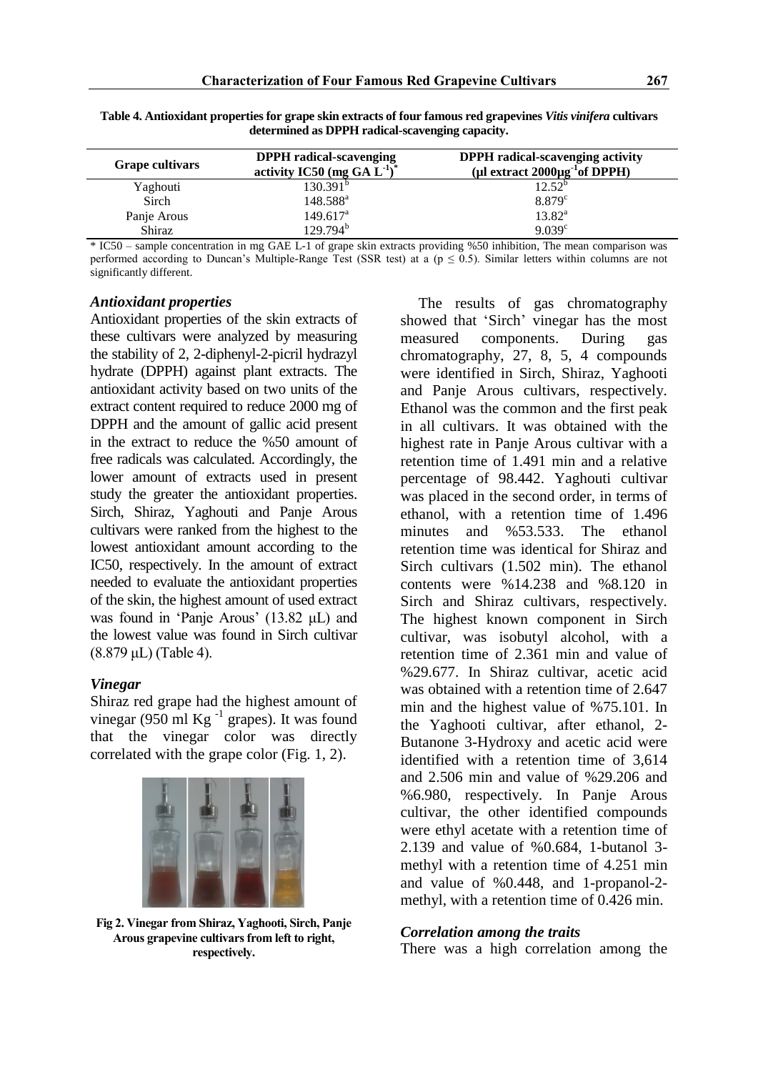**Table 4. Antioxidant properties for grape skin extracts of four famous red grapevines *Vitis vinifera* cultivars determined as DPPH radical-scavenging capacity.**

| Grape cultivars | DPPH radical-scavenging activity IC50 (mg GA $L^{-1}$)* | DPPH radical-scavenging activity (µl extract 2000µg$^{-1}$of DPPH) |
|---|---|---|
| Yaghouti | 130.391$^{b}$ | 12.52$^{b}$ |
| Sirch | 148.588$^{a}$ | 8.879$^{c}$ |
| Panje Arous | 149.617$^{a}$ | 13.82$^{a}$ |
| Shiraz | 129.794$^{b}$ | 9.039$^{c}$ |

\* IC50 – sample concentration in mg GAE L-1 of grape skin extracts providing %50 inhibition, The mean comparison was performed according to Duncan's Multiple-Range Test (SSR test) at a ($p \leq 0.5$). Similar letters within columns are not significantly different.

### *Antioxidant properties*

Antioxidant properties of the skin extracts of these cultivars were analyzed by measuring the stability of 2, 2-diphenyl-2-picril hydrazyl hydrate (DPPH) against plant extracts. The antioxidant activity based on two units of the extract content required to reduce 2000 mg of DPPH and the amount of gallic acid present in the extract to reduce the %50 amount of free radicals was calculated. Accordingly, the lower amount of extracts used in present study the greater the antioxidant properties. Sirch, Shiraz, Yaghouti and Panje Arous cultivars were ranked from the highest to the lowest antioxidant amount according to the IC50, respectively. In the amount of extract needed to evaluate the antioxidant properties of the skin, the highest amount of used extract was found in 'Panje Arous' (13.82 µL) and the lowest value was found in Sirch cultivar (8.879 µL) (Table 4).

### *Vinegar*

Shiraz red grape had the highest amount of vinegar (950 ml $Kg^{-1}$ grapes). It was found that the vinegar color was directly correlated with the grape color (Fig. 1, 2).

**Fig 2. Vinegar from Shiraz, Yaghooti, Sirch, Panje Arous grapevine cultivars from left to right, respectively.**

The results of gas chromatography showed that 'Sirch' vinegar has the most measured components. During gas chromatography, 27, 8, 5, 4 compounds were identified in Sirch, Shiraz, Yaghooti and Panje Arous cultivars, respectively. Ethanol was the common and the first peak in all cultivars. It was obtained with the highest rate in Panje Arous cultivar with a retention time of 1.491 min and a relative percentage of 98.442. Yaghouti cultivar was placed in the second order, in terms of ethanol, with a retention time of 1.496 minutes and %53.533. The ethanol retention time was identical for Shiraz and Sirch cultivars (1.502 min). The ethanol contents were %14.238 and %8.120 in Sirch and Shiraz cultivars, respectively. The highest known component in Sirch cultivar, was isobutyl alcohol, with a retention time of 2.361 min and value of %29.677. In Shiraz cultivar, acetic acid was obtained with a retention time of 2.647 min and the highest value of %75.101. In the Yaghooti cultivar, after ethanol, 2-Butanone 3-Hydroxy and acetic acid were identified with a retention time of 3,614 and 2.506 min and value of %29.206 and %6.980, respectively. In Panje Arous cultivar, the other identified compounds were ethyl acetate with a retention time of 2.139 and value of %0.684, 1-butanol 3-methyl with a retention time of 4.251 min and value of %0.448, and 1-propanol-2-methyl, with a retention time of 0.426 min.

### *Correlation among the traits*

There was a high correlation among the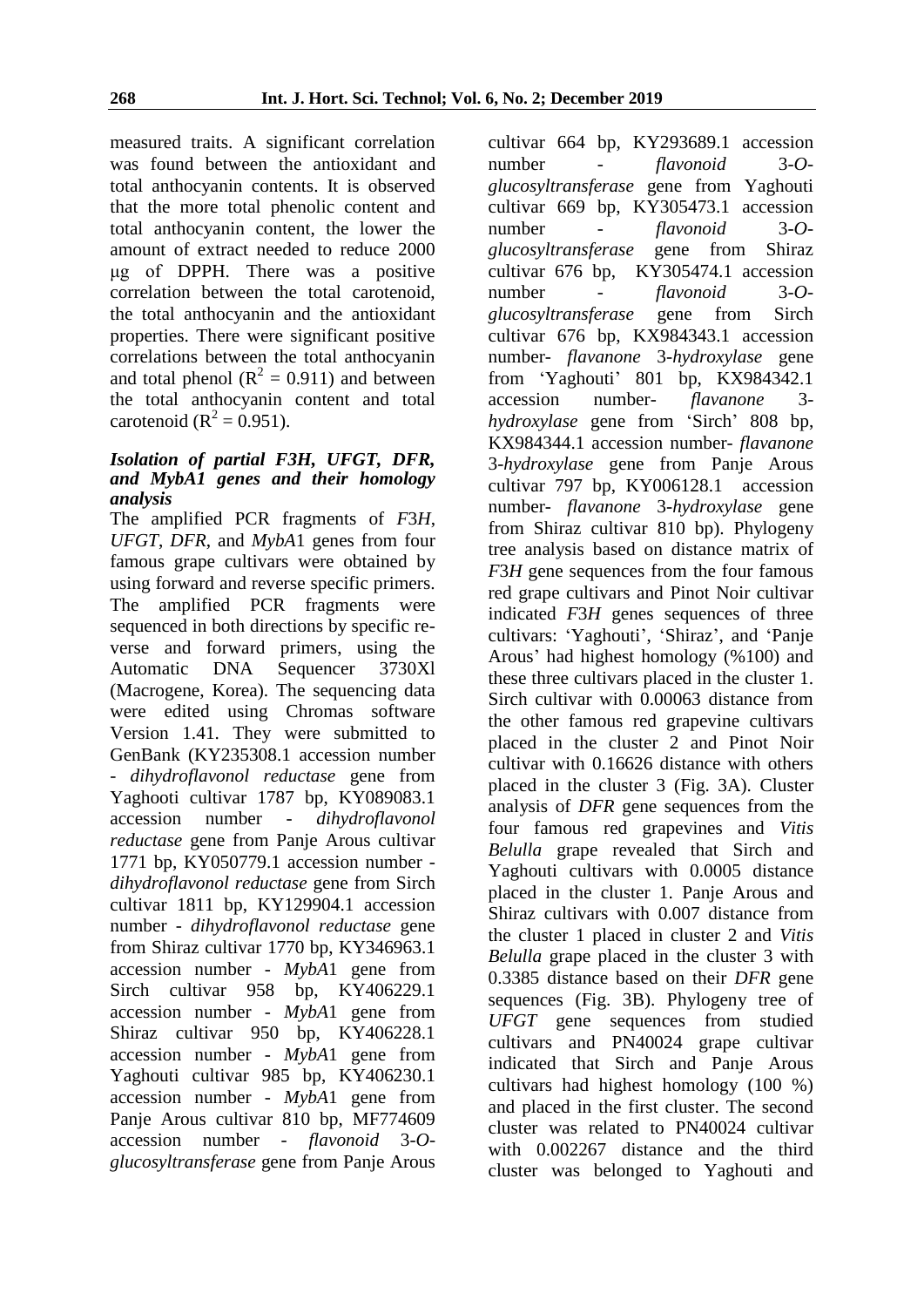measured traits. A significant correlation was found between the antioxidant and total anthocyanin contents. It is observed that the more total phenolic content and total anthocyanin content, the lower the amount of extract needed to reduce 2000 μg of DPPH. There was a positive correlation between the total carotenoid, the total anthocyanin and the antioxidant properties. There were significant positive correlations between the total anthocyanin and total phenol ($R^2 = 0.911$) and between the total anthocyanin content and total carotenoid ($R^2 = 0.951$).

### *Isolation of partial F3H, UFGT, DFR, and MybA1 genes and their homology analysis*

The amplified PCR fragments of *F3H*, *UFGT*, *DFR*, and *MybA1* genes from four famous grape cultivars were obtained by using forward and reverse specific primers. The amplified PCR fragments were sequenced in both directions by specific reverse and forward primers, using the Automatic DNA Sequencer 3730Xl (Macrogene, Korea). The sequencing data were edited using Chromas software Version 1.41. They were submitted to GenBank (KY235308.1 accession number - *dihydroflavonol reductase* gene from Yaghooti cultivar 1787 bp, KY089083.1 accession number - *dihydroflavonol reductase* gene from Panje Arous cultivar 1771 bp, KY050779.1 accession number - *dihydroflavonol reductase* gene from Sirch cultivar 1811 bp, KY129904.1 accession number - *dihydroflavonol reductase* gene from Shiraz cultivar 1770 bp, KY346963.1 accession number - *MybA1* gene from Sirch cultivar 958 bp, KY406229.1 accession number - *MybA1* gene from Shiraz cultivar 950 bp, KY406228.1 accession number - *MybA1* gene from Yaghouti cultivar 985 bp, KY406230.1 accession number - *MybA1* gene from Panje Arous cultivar 810 bp, MF774609 accession number - *flavonoid 3-O-glucosyltransferase* gene from Panje Arous cultivar 664 bp, KY293689.1 accession number - *flavonoid 3-O-glucosyltransferase* gene from Yaghouti cultivar 669 bp, KY305473.1 accession number - *flavonoid 3-O-glucosyltransferase* gene from Shiraz cultivar 676 bp, KY305474.1 accession number - *flavonoid 3-O-glucosyltransferase* gene from Sirch cultivar 676 bp, KX984343.1 accession number- *flavanone 3-hydroxylase* gene from 'Yaghouti' 801 bp, KX984342.1 accession number- *flavanone 3-hydroxylase* gene from 'Sirch' 808 bp, KX984344.1 accession number- *flavanone 3-hydroxylase* gene from Panje Arous cultivar 797 bp, KY006128.1 accession number- *flavanone 3-hydroxylase* gene from Shiraz cultivar 810 bp). Phylogeny tree analysis based on distance matrix of *F3H* gene sequences from the four famous red grape cultivars and Pinot Noir cultivar indicated *F3H* genes sequences of three cultivars: 'Yaghouti', 'Shiraz', and 'Panje Arous' had highest homology (%100) and these three cultivars placed in the cluster 1. Sirch cultivar with 0.00063 distance from the other famous red grapevine cultivars placed in the cluster 2 and Pinot Noir cultivar with 0.16626 distance with others placed in the cluster 3 (Fig. 3A). Cluster analysis of *DFR* gene sequences from the four famous red grapevines and *Vitis Belulla* grape revealed that Sirch and Yaghouti cultivars with 0.0005 distance placed in the cluster 1. Panje Arous and Shiraz cultivars with 0.007 distance from the cluster 1 placed in cluster 2 and *Vitis Belulla* grape placed in the cluster 3 with 0.3385 distance based on their *DFR* gene sequences (Fig. 3B). Phylogeny tree of *UFGT* gene sequences from studied cultivars and PN40024 grape cultivar indicated that Sirch and Panje Arous cultivars had highest homology (100 %) and placed in the first cluster. The second cluster was related to PN40024 cultivar with 0.002267 distance and the third cluster was belonged to Yaghouti and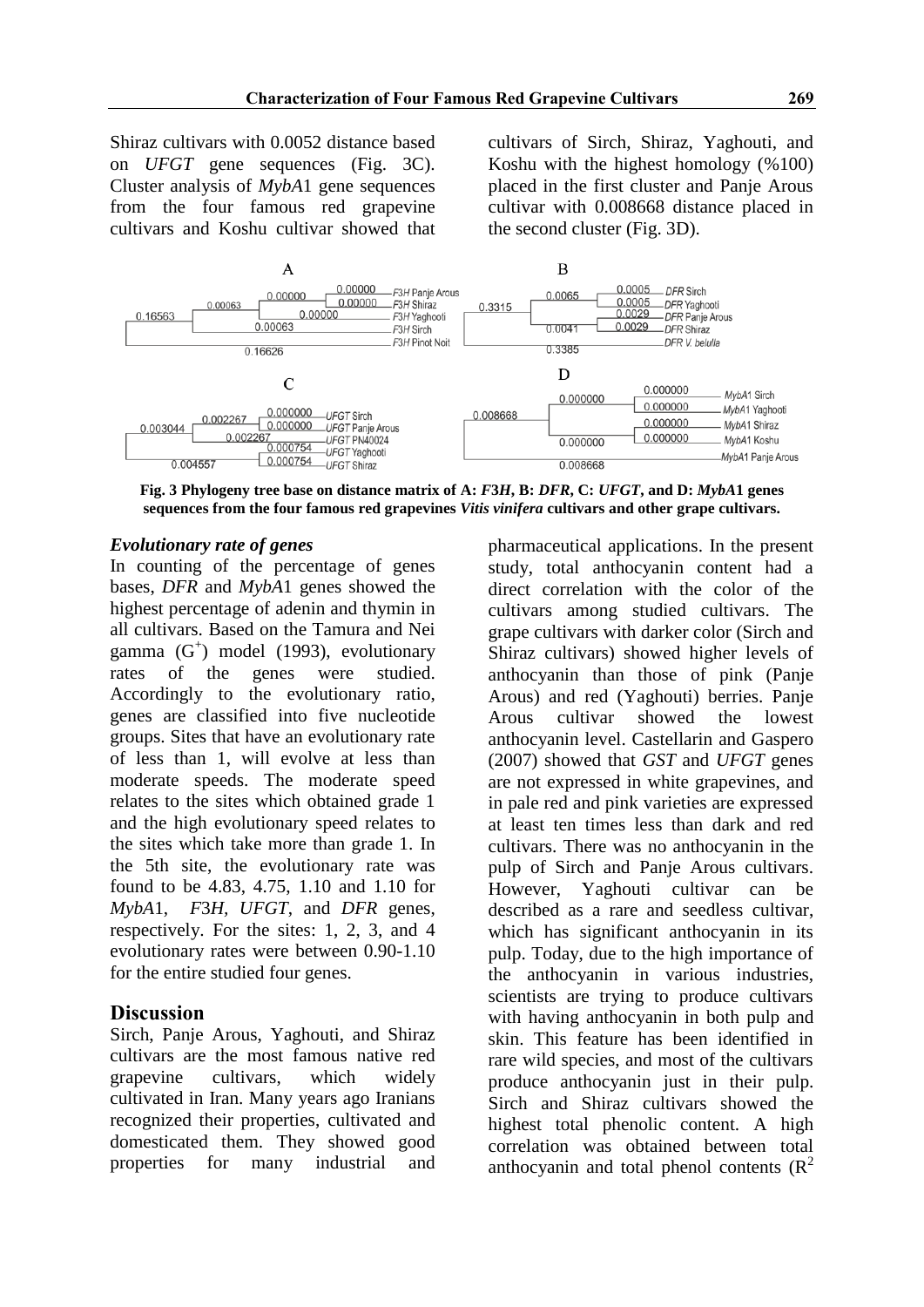Shiraz cultivars with 0.0052 distance based on *UFGT* gene sequences (Fig. 3C). Cluster analysis of *MybA*1 gene sequences from the four famous red grapevine cultivars and Koshu cultivar showed that cultivars of Sirch, Shiraz, Yaghouti, and Koshu with the highest homology (%100) placed in the first cluster and Panje Arous cultivar with 0.008668 distance placed in the second cluster (Fig. 3D).

**Fig. 3 Phylogeny tree base on distance matrix of A: *F3H*, B: *DFR*, C: *UFGT*, and D: *MybA*1 genes sequences from the four famous red grapevines *Vitis vinifera* cultivars and other grape cultivars.**

### *Evolutionary rate of genes*

In counting of the percentage of genes bases, *DFR* and *MybA*1 genes showed the highest percentage of adenin and thymin in all cultivars. Based on the Tamura and Nei gamma ($G^+$) model (1993), evolutionary rates of the genes were studied. Accordingly to the evolutionary ratio, genes are classified into five nucleotide groups. Sites that have an evolutionary rate of less than 1, will evolve at less than moderate speeds. The moderate speed relates to the sites which obtained grade 1 and the high evolutionary speed relates to the sites which take more than grade 1. In the 5th site, the evolutionary rate was found to be 4.83, 4.75, 1.10 and 1.10 for *MybA*1, *F3H*, *UFGT*, and *DFR* genes, respectively. For the sites: 1, 2, 3, and 4 evolutionary rates were between 0.90-1.10 for the entire studied four genes.

## Discussion

Sirch, Panje Arous, Yaghouti, and Shiraz cultivars are the most famous native red grapevine cultivars, which widely cultivated in Iran. Many years ago Iranians recognized their properties, cultivated and domesticated them. They showed good properties for many industrial and pharmaceutical applications. In the present study, total anthocyanin content had a direct correlation with the color of the cultivars among studied cultivars. The grape cultivars with darker color (Sirch and Shiraz cultivars) showed higher levels of anthocyanin than those of pink (Panje Arous) and red (Yaghouti) berries. Panje Arous cultivar showed the lowest anthocyanin level. Castellarin and Gaspero (2007) showed that *GST* and *UFGT* genes are not expressed in white grapevines, and in pale red and pink varieties are expressed at least ten times less than dark and red cultivars. There was no anthocyanin in the pulp of Sirch and Panje Arous cultivars. However, Yaghouti cultivar can be described as a rare and seedless cultivar, which has significant anthocyanin in its pulp. Today, due to the high importance of the anthocyanin in various industries, scientists are trying to produce cultivars with having anthocyanin in both pulp and skin. This feature has been identified in rare wild species, and most of the cultivars produce anthocyanin just in their pulp. Sirch and Shiraz cultivars showed the highest total phenolic content. A high correlation was obtained between total anthocyanin and total phenol contents ($R^2$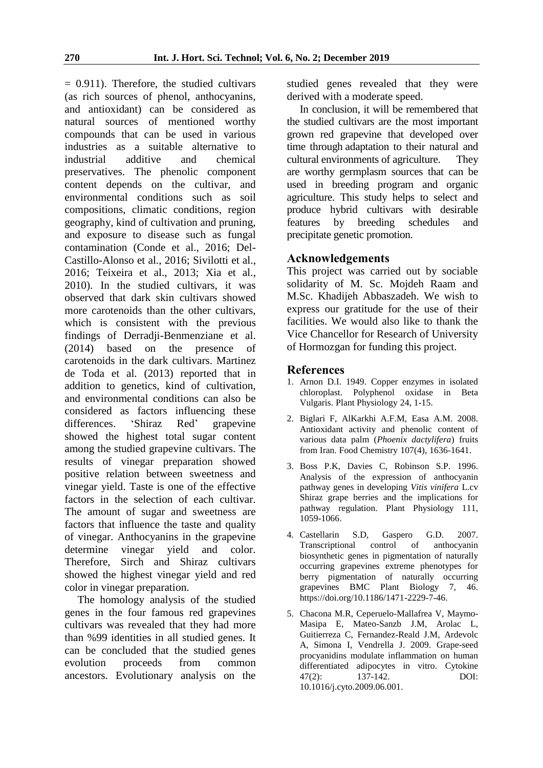= 0.911). Therefore, the studied cultivars (as rich sources of phenol, anthocyanins, and antioxidant) can be considered as natural sources of mentioned worthy compounds that can be used in various industries as a suitable alternative to industrial additive and chemical preservatives. The phenolic component content depends on the cultivar, and environmental conditions such as soil compositions, climatic conditions, region geography, kind of cultivation and pruning, and exposure to disease such as fungal contamination (Conde et al., 2016; Del-Castillo-Alonso et al., 2016; Sivilotti et al., 2016; Teixeira et al., 2013; Xia et al., 2010). In the studied cultivars, it was observed that dark skin cultivars showed more carotenoids than the other cultivars, which is consistent with the previous findings of Derradji-Benmenziane et al. (2014) based on the presence of carotenoids in the dark cultivars. Martinez de Toda et al. (2013) reported that in addition to genetics, kind of cultivation, and environmental conditions can also be considered as factors influencing these differences. 'Shiraz Red' grapevine showed the highest total sugar content among the studied grapevine cultivars. The results of vinegar preparation showed positive relation between sweetness and vinegar yield. Taste is one of the effective factors in the selection of each cultivar. The amount of sugar and sweetness are factors that influence the taste and quality of vinegar. Anthocyanins in the grapevine determine vinegar yield and color. Therefore, Sirch and Shiraz cultivars showed the highest vinegar yield and red color in vinegar preparation.

The homology analysis of the studied genes in the four famous red grapevines cultivars was revealed that they had more than %99 identities in all studied genes. It can be concluded that the studied genes evolution proceeds from common ancestors. Evolutionary analysis on the studied genes revealed that they were derived with a moderate speed.

In conclusion, it will be remembered that the studied cultivars are the most important grown red grapevine that developed over time through adaptation to their natural and cultural environments of agriculture. They are worthy germplasm sources that can be used in breeding program and organic agriculture. This study helps to select and produce hybrid cultivars with desirable features by breeding schedules and precipitate genetic promotion.

## Acknowledgements

This project was carried out by sociable solidarity of M. Sc. Mojdeh Raam and M.Sc. Khadijeh Abbaszadeh. We wish to express our gratitude for the use of their facilities. We would also like to thank the Vice Chancellor for Research of University of Hormozgan for funding this project.

## References

1. Arnon D.I. 1949. Copper enzymes in isolated chloroplast. Polyphenol oxidase in Beta Vulgaris. Plant Physiology 24, 1-15.
2. Biglari F, AlKarkhi A.F.M, Easa A.M. 2008. Antioxidant activity and phenolic content of various data palm (*Phoenix dactylifera*) fruits from Iran. Food Chemistry 107(4), 1636-1641.
3. Boss P.K, Davies C, Robinson S.P. 1996. Analysis of the expression of anthocyanin pathway genes in developing *Vitis vinifera* L.cv Shiraz grape berries and the implications for pathway regulation. Plant Physiology 111, 1059-1066.
4. Castellarin S.D, Gaspero G.D. 2007. Transcriptional control of anthocyanin biosynthetic genes in pigmentation of naturally occurring grapevines extreme phenotypes for berry pigmentation of naturally occurring grapevines BMC Plant Biology 7, 46. https://doi.org/10.1186/1471-2229-7-46.
5. Chacona M.R, Ceperuelo-Mallafrea V, Maymo-Masipa E, Mateo-Sanzb J.M, Arolac L, Guitierreza C, Fernandez-Reald J.M, Ardevolc A, Simona I, Vendrella J. 2009. Grape-seed procyanidins modulate inflammation on human differentiated adipocytes in vitro. Cytokine 47(2): 137-142. DOI: 10.1016/j.cyto.2009.06.001.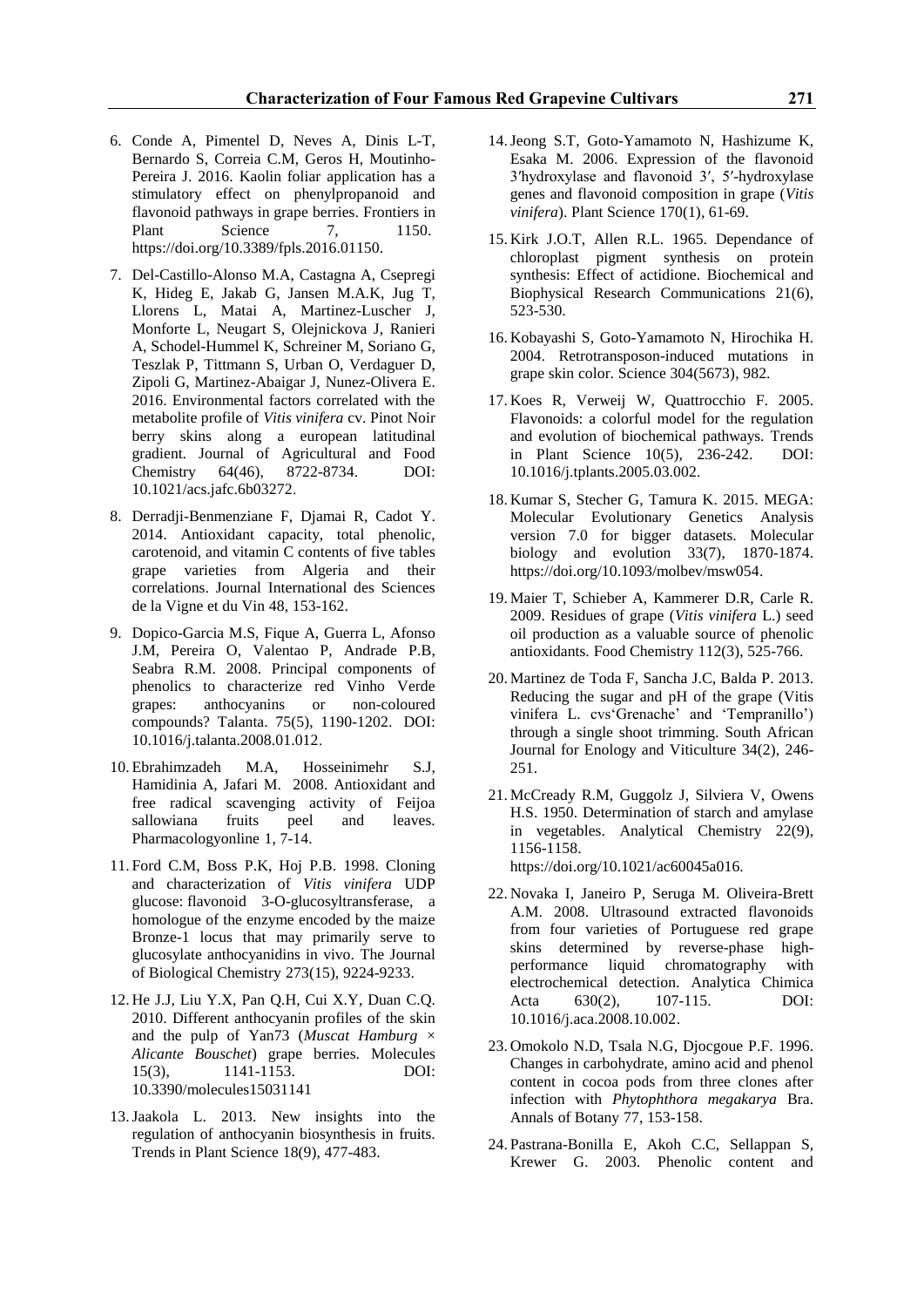6. Conde A, Pimentel D, Neves A, Dinis L-T, Bernardo S, Correia C.M, Geros H, Moutinho-Pereira J. 2016. Kaolin foliar application has a stimulatory effect on phenylpropanoid and flavonoid pathways in grape berries. Frontiers in Plant Science 7, 1150. https://doi.org/10.3389/fpls.2016.01150.

7. Del-Castillo-Alonso M.A, Castagna A, Csepregi K, Hideg E, Jakab G, Jansen M.A.K, Jug T, Llorens L, Matai A, Martinez-Luscher J, Monforte L, Neugart S, Olejnickova J, Ranieri A, Schodel-Hummel K, Schreiner M, Soriano G, Teszlak P, Tittmann S, Urban O, Verdaguer D, Zipoli G, Martinez-Abaigar J, Nunez-Olivera E. 2016. Environmental factors correlated with the metabolite profile of *Vitis vinifera* cv. Pinot Noir berry skins along a european latitudinal gradient. Journal of Agricultural and Food Chemistry 64(46), 8722-8734. DOI: 10.1021/acs.jafc.6b03272.

8. Derradji-Benmenziane F, Djamai R, Cadot Y. 2014. Antioxidant capacity, total phenolic, carotenoid, and vitamin C contents of five tables grape varieties from Algeria and their correlations. Journal International des Sciences de la Vigne et du Vin 48, 153-162.

9. Dopico-Garcia M.S, Fique A, Guerra L, Afonso J.M, Pereira O, Valentao P, Andrade P.B, Seabra R.M. 2008. Principal components of phenolics to characterize red Vinho Verde grapes: anthocyanins or non-coloured compounds? Talanta. 75(5), 1190-1202. DOI: 10.1016/j.talanta.2008.01.012.

10. Ebrahimzadeh M.A, Hosseinimehr S.J, Hamidinia A, Jafari M. 2008. Antioxidant and free radical scavenging activity of Feijoa sallowiana fruits peel and leaves. Pharmacologyonline 1, 7-14.

11. Ford C.M, Boss P.K, Hoj P.B. 1998. Cloning and characterization of *Vitis vinifera* UDP glucose: flavonoid 3-O-glucosyltransferase, a homologue of the enzyme encoded by the maize Bronze-1 locus that may primarily serve to glucosylate anthocyanidins in vivo. The Journal of Biological Chemistry 273(15), 9224-9233.

12. He J.J, Liu Y.X, Pan Q.H, Cui X.Y, Duan C.Q. 2010. Different anthocyanin profiles of the skin and the pulp of Yan73 (*Muscat Hamburg* × *Alicante Bouschet*) grape berries. Molecules 15(3), 1141-1153. DOI: 10.3390/molecules15031141

13. Jaakola L. 2013. New insights into the regulation of anthocyanin biosynthesis in fruits. Trends in Plant Science 18(9), 477-483.

14. Jeong S.T, Goto-Yamamoto N, Hashizume K, Esaka M. 2006. Expression of the flavonoid 3′hydroxylase and flavonoid 3′, 5′-hydroxylase genes and flavonoid composition in grape (*Vitis vinifera*). Plant Science 170(1), 61-69.

15. Kirk J.O.T, Allen R.L. 1965. Dependance of chloroplast pigment synthesis on protein synthesis: Effect of actidione. Biochemical and Biophysical Research Communications 21(6), 523-530.

16. Kobayashi S, Goto-Yamamoto N, Hirochika H. 2004. Retrotransposon-induced mutations in grape skin color. Science 304(5673), 982.

17. Koes R, Verweij W, Quattrocchio F. 2005. Flavonoids: a colorful model for the regulation and evolution of biochemical pathways. Trends in Plant Science 10(5), 236-242. DOI: 10.1016/j.tplants.2005.03.002.

18. Kumar S, Stecher G, Tamura K. 2015. MEGA: Molecular Evolutionary Genetics Analysis version 7.0 for bigger datasets. Molecular biology and evolution 33(7), 1870-1874. https://doi.org/10.1093/molbev/msw054.

19. Maier T, Schieber A, Kammerer D.R, Carle R. 2009. Residues of grape (*Vitis vinifera* L.) seed oil production as a valuable source of phenolic antioxidants. Food Chemistry 112(3), 525-766.

20. Martinez de Toda F, Sancha J.C, Balda P. 2013. Reducing the sugar and pH of the grape (Vitis vinifera L. cvs'Grenache' and 'Tempranillo') through a single shoot trimming. South African Journal for Enology and Viticulture 34(2), 246-251.

21. McCready R.M, Guggolz J, Silviera V, Owens H.S. 1950. Determination of starch and amylase in vegetables. Analytical Chemistry 22(9), 1156-1158. https://doi.org/10.1021/ac60045a016.

22. Novaka I, Janeiro P, Seruga M. Oliveira-Brett A.M. 2008. Ultrasound extracted flavonoids from four varieties of Portuguese red grape skins determined by reverse-phase high-performance liquid chromatography with electrochemical detection. Analytica Chimica Acta 630(2), 107-115. DOI: 10.1016/j.aca.2008.10.002.

23. Omokolo N.D, Tsala N.G, Djocgoue P.F. 1996. Changes in carbohydrate, amino acid and phenol content in cocoa pods from three clones after infection with *Phytophthora megakarya* Bra. Annals of Botany 77, 153-158.

24. Pastrana-Bonilla E, Akoh C.C, Sellappan S, Krewer G. 2003. Phenolic content and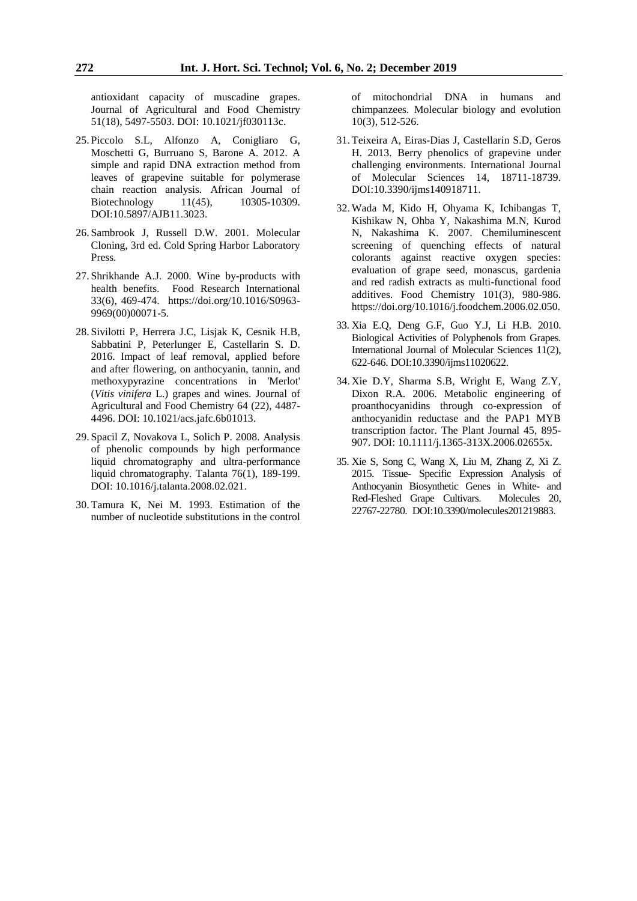antioxidant capacity of muscadine grapes. Journal of Agricultural and Food Chemistry 51(18), 5497-5503. DOI: 10.1021/jf030113c.

25. Piccolo S.L, Alfonzo A, Conigliaro G, Moschetti G, Burruano S, Barone A. 2012. A simple and rapid DNA extraction method from leaves of grapevine suitable for polymerase chain reaction analysis. African Journal of Biotechnology 11(45), 10305-10309. DOI:10.5897/AJB11.3023.

26. Sambrook J, Russell D.W. 2001. Molecular Cloning, 3rd ed. Cold Spring Harbor Laboratory Press.

27. Shrikhande A.J. 2000. Wine by-products with health benefits. Food Research International 33(6), 469-474. https://doi.org/10.1016/S0963-9969(00)00071-5.

28. Sivilotti P, Herrera J.C, Lisjak K, Cesnik H.B, Sabbatini P, Peterlunger E, Castellarin S. D. 2016. Impact of leaf removal, applied before and after flowering, on anthocyanin, tannin, and methoxypyrazine concentrations in 'Merlot' (*Vitis vinifera* L.) grapes and wines. Journal of Agricultural and Food Chemistry 64 (22), 4487-4496. DOI: 10.1021/acs.jafc.6b01013.

29. Spacil Z, Novakova L, Solich P. 2008. Analysis of phenolic compounds by high performance liquid chromatography and ultra-performance liquid chromatography. Talanta 76(1), 189-199. DOI: 10.1016/j.talanta.2008.02.021.

30. Tamura K, Nei M. 1993. Estimation of the number of nucleotide substitutions in the control of mitochondrial DNA in humans and chimpanzees. Molecular biology and evolution 10(3), 512-526.

31. Teixeira A, Eiras-Dias J, Castellarin S.D, Geros H. 2013. Berry phenolics of grapevine under challenging environments. International Journal of Molecular Sciences 14, 18711-18739. DOI:10.3390/ijms140918711.

32. Wada M, Kido H, Ohyama K, Ichibangas T, Kishikaw N, Ohba Y, Nakashima M.N, Kurod N, Nakashima K. 2007. Chemiluminescent screening of quenching effects of natural colorants against reactive oxygen species: evaluation of grape seed, monascus, gardenia and red radish extracts as multi-functional food additives. Food Chemistry 101(3), 980-986. https://doi.org/10.1016/j.foodchem.2006.02.050.

33. Xia E.Q, Deng G.F, Guo Y.J, Li H.B. 2010. Biological Activities of Polyphenols from Grapes. International Journal of Molecular Sciences 11(2), 622-646. DOI:10.3390/ijms11020622.

34. Xie D.Y, Sharma S.B, Wright E, Wang Z.Y, Dixon R.A. 2006. Metabolic engineering of proanthocyanidins through co-expression of anthocyanidin reductase and the PAP1 MYB transcription factor. The Plant Journal 45, 895-907. DOI: 10.1111/j.1365-313X.2006.02655x.

35. Xie S, Song C, Wang X, Liu M, Zhang Z, Xi Z. 2015. Tissue- Specific Expression Analysis of Anthocyanin Biosynthetic Genes in White- and Red-Fleshed Grape Cultivars. Molecules 20, 22767-22780. DOI:10.3390/molecules201219883.